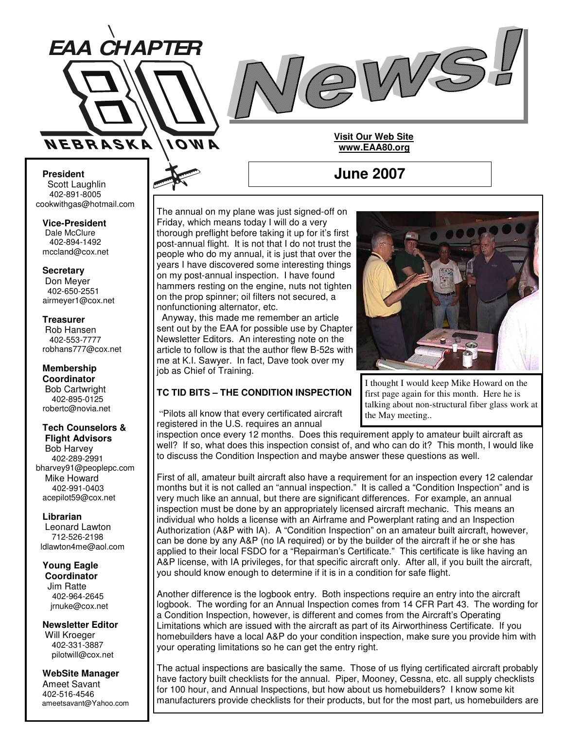# EAA CHAPTER 80 NEBRASKA IOWA News!

**Visit Our Web Site**
**www.EAA80.org**

## June 2007

**President**
Scott Laughlin
402-891-8005
cookwithgas@hotmail.com

**Vice-President**
Dale McClure
402-894-1492
mccland@cox.net

**Secretary**
Don Meyer
402-650-2551
airmeyer1@cox.net

**Treasurer**
Rob Hansen
402-553-7777
robhans777@cox.net

**Membership Coordinator**
Bob Cartwright
402-895-0125
robertc@novia.net

**Tech Counselors & Flight Advisors**
Bob Harvey
402-289-2991
bharvey91@peoplepc.com
Mike Howard
402-991-0403
acepilot59@cox.net

**Librarian**
Leonard Lawton
712-526-2198
ldlawton4me@aol.com

**Young Eagle Coordinator**
Jim Ratte
402-964-2645
jrnuke@cox.net

**Newsletter Editor**
Will Kroeger
402-331-3887
pilotwill@cox.net

**WebSite Manager**
Ameet Savant
402-516-4546
ameetsavant@Yahoo.com

The annual on my plane was just signed-off on Friday, which means today I will do a very thorough preflight before taking it up for it's first post-annual flight. It is not that I do not trust the people who do my annual, it is just that over the years I have discovered some interesting things on my post-annual inspection. I have found hammers resting on the engine, nuts not tighten on the prop spinner; oil filters not secured, a nonfunctioning alternator, etc.

Anyway, this made me remember an article sent out by the EAA for possible use by Chapter Newsletter Editors. An interesting note on the article to follow is that the author flew B-52s with me at K.I. Sawyer. In fact, Dave took over my job as Chief of Training.

I thought I would keep Mike Howard on the first page again for this month. Here he is talking about non-structural fiber glass work at the May meeting..

### TC TID BITS – THE CONDITION INSPECTION

"Pilots all know that every certificated aircraft registered in the U.S. requires an annual inspection once every 12 months. Does this requirement apply to amateur built aircraft as well? If so, what does this inspection consist of, and who can do it? This month, I would like to discuss the Condition Inspection and maybe answer these questions as well.

First of all, amateur built aircraft also have a requirement for an inspection every 12 calendar months but it is not called an "annual inspection." It is called a "Condition Inspection" and is very much like an annual, but there are significant differences. For example, an annual inspection must be done by an appropriately licensed aircraft mechanic. This means an individual who holds a license with an Airframe and Powerplant rating and an Inspection Authorization (A&P with IA). A "Condition Inspection" on an amateur built aircraft, however, can be done by any A&P (no IA required) or by the builder of the aircraft if he or she has applied to their local FSDO for a "Repairman's Certificate." This certificate is like having an A&P license, with IA privileges, for that specific aircraft only. After all, if you built the aircraft, you should know enough to determine if it is in a condition for safe flight.

Another difference is the logbook entry. Both inspections require an entry into the aircraft logbook. The wording for an Annual Inspection comes from 14 CFR Part 43. The wording for a Condition Inspection, however, is different and comes from the Aircraft's Operating Limitations which are issued with the aircraft as part of its Airworthiness Certificate. If you homebuilders have a local A&P do your condition inspection, make sure you provide him with your operating limitations so he can get the entry right.

The actual inspections are basically the same. Those of us flying certificated aircraft probably have factory built checklists for the annual. Piper, Mooney, Cessna, etc. all supply checklists for 100 hour, and Annual Inspections, but how about us homebuilders? I know some kit manufacturers provide checklists for their products, but for the most part, us homebuilders are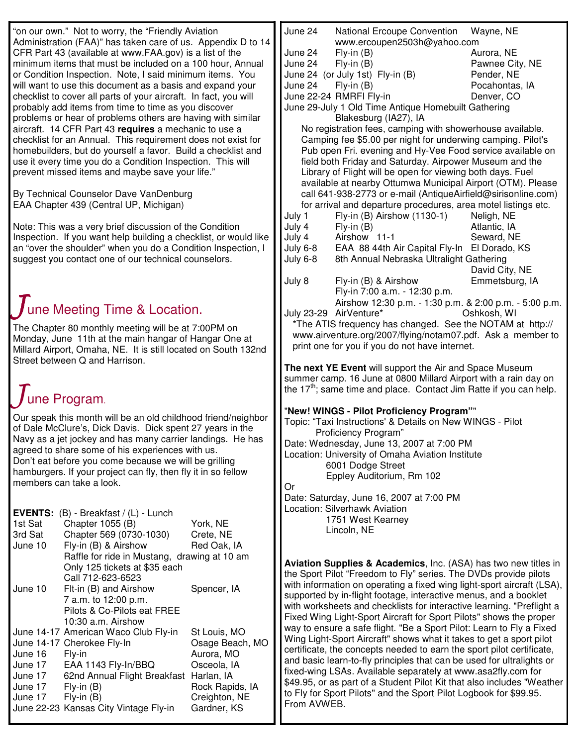"on our own." Not to worry, the "Friendly Aviation Administration (FAA)" has taken care of us. Appendix D to 14 CFR Part 43 (available at www.FAA.gov) is a list of the minimum items that must be included on a 100 hour, Annual or Condition Inspection. Note, I said minimum items. You will want to use this document as a basis and expand your checklist to cover all parts of your aircraft. In fact, you will probably add items from time to time as you discover problems or hear of problems others are having with similar aircraft. 14 CFR Part 43 **requires** a mechanic to use a checklist for an Annual. This requirement does not exist for homebuilders, but do yourself a favor. Build a checklist and use it every time you do a Condition Inspection. This will prevent missed items and maybe save your life."

By Technical Counselor Dave VanDenburg
EAA Chapter 439 (Central UP, Michigan)

Note: This was a very brief discussion of the Condition Inspection. If you want help building a checklist, or would like an "over the shoulder" when you do a Condition Inspection, I suggest you contact one of our technical counselors.

## June Meeting Time & Location.

The Chapter 80 monthly meeting will be at 7:00PM on Monday, June 11th at the main hangar of Hangar One at Millard Airport, Omaha, NE. It is still located on South 132nd Street between Q and Harrison.

## June Program.

Our speak this month will be an old childhood friend/neighbor of Dale McClure's, Dick Davis. Dick spent 27 years in the Navy as a jet jockey and has many carrier landings. He has agreed to share some of his experiences with us.
Don't eat before you come because we will be grilling hamburgers. If your project can fly, then fly it in so fellow members can take a look.

**EVENTS:** (B) - Breakfast / (L) - Lunch

| Date | Event | Location |
|---|---|---|
| 1st Sat | Chapter 1055 (B) | York, NE |
| 3rd Sat | Chapter 569 (0730-1030) | Crete, NE |
| June 10 | Fly-in (B) & Airshow<br>Raffle for ride in Mustang, drawing at 10 am<br>Only 125 tickets at $35 each<br>Call 712-623-6523 | Red Oak, IA |
| June 10 | Flt-in (B) and Airshow<br>7 a.m. to 12:00 p.m.<br>Pilots & Co-Pilots eat FREE<br>10:30 a.m. Airshow | Spencer, IA |
| June 14-17 | American Waco Club Fly-in | St Louis, MO |
| June 14-17 | Cherokee Fly-In | Osage Beach, MO |
| June 16 | Fly-in | Aurora, MO |
| June 17 | EAA 1143 Fly-In/BBQ | Osceola, IA |
| June 17 | 62nd Annual Flight Breakfast | Harlan, IA |
| June 17 | Fly-in (B) | Rock Rapids, IA |
| June 17 | Fly-in (B) | Creighton, NE |
| June 22-23 | Kansas City Vintage Fly-in | Gardner, KS |
| June 24 | National Ercoupe Convention<br>www.ercoupen2503h@yahoo.com | Wayne, NE |
| June 24 | Fly-in (B) | Aurora, NE |
| June 24 | Fly-in (B) | Pawnee City, NE |
| June 24 (or July 1st) | Fly-in (B) | Pender, NE |
| June 24 | Fly-in (B) | Pocahontas, IA |
| June 22-24 | RMRFI Fly-in | Denver, CO |
| June 29-July 1 | Old Time Antique Homebuilt Gathering | Blakesburg (IA27), IA |

No registration fees, camping with showerhouse available. Camping fee $5.00 per night for underwing camping. Pilot's Pub open Fri. evening and Hy-Vee Food service available on field both Friday and Saturday. Airpower Museum and the Library of Flight will be open for viewing both days. Fuel available at nearby Ottumwa Municipal Airport (OTM). Please call 641-938-2773 or e-mail (AntiqueAirfield@sirisonline.com) for arrival and departure procedures, area motel listings etc.

| Date | Event | Location |
|---|---|---|
| July 1 | Fly-in (B) Airshow (1130-1) | Neligh, NE |
| July 4 | Fly-in (B) | Atlantic, IA |
| July 4 | Airshow 11-1 | Seward, NE |
| July 6-8 | EAA 88 44th Air Capital Fly-In | El Dorado, KS |
| July 6-8 | 8th Annual Nebraska Ultralight Gathering | David City, NE |
| July 8 | Fly-in (B) & Airshow<br>Fly-in 7:00 a.m. - 12:30 p.m.<br>Airshow 12:30 p.m. - 1:30 p.m. & 2:00 p.m. - 5:00 p.m. | Emmetsburg, IA |
| July 23-29 | AirVenture* | Oshkosh, WI |

*The ATIS frequency has changed. See the NOTAM at http://www.airventure.org/2007/flying/notam07.pdf. Ask a member to print one for you if you do not have internet.

**The next YE Event** will support the Air and Space Museum summer camp. 16 June at 0800 Millard Airport with a rain day on the 17th; same time and place. Contact Jim Ratte if you can help.

"**New! WINGS - Pilot Proficiency Program**""
Topic: "Taxi Instructions' & Details on New WINGS - Pilot Proficiency Program"
Date: Wednesday, June 13, 2007 at 7:00 PM
Location: University of Omaha Aviation Institute
6001 Dodge Street
Eppley Auditorium, Rm 102
Or
Date: Saturday, June 16, 2007 at 7:00 PM
Location: Silverhawk Aviation
1751 West Kearney
Lincoln, NE

**Aviation Supplies & Academics**, Inc. (ASA) has two new titles in the Sport Pilot "Freedom to Fly" series. The DVDs provide pilots with information on operating a fixed wing light-sport aircraft (LSA), supported by in-flight footage, interactive menus, and a booklet with worksheets and checklists for interactive learning. "Preflight a Fixed Wing Light-Sport Aircraft for Sport Pilots" shows the proper way to ensure a safe flight. "Be a Sport Pilot: Learn to Fly a Fixed Wing Light-Sport Aircraft" shows what it takes to get a sport pilot certificate, the concepts needed to earn the sport pilot certificate, and basic learn-to-fly principles that can be used for ultralights or fixed-wing LSAs. Available separately at www.asa2fly.com for $49.95, or as part of a Student Pilot Kit that also includes "Weather to Fly for Sport Pilots" and the Sport Pilot Logbook for $99.95. From AVWEB.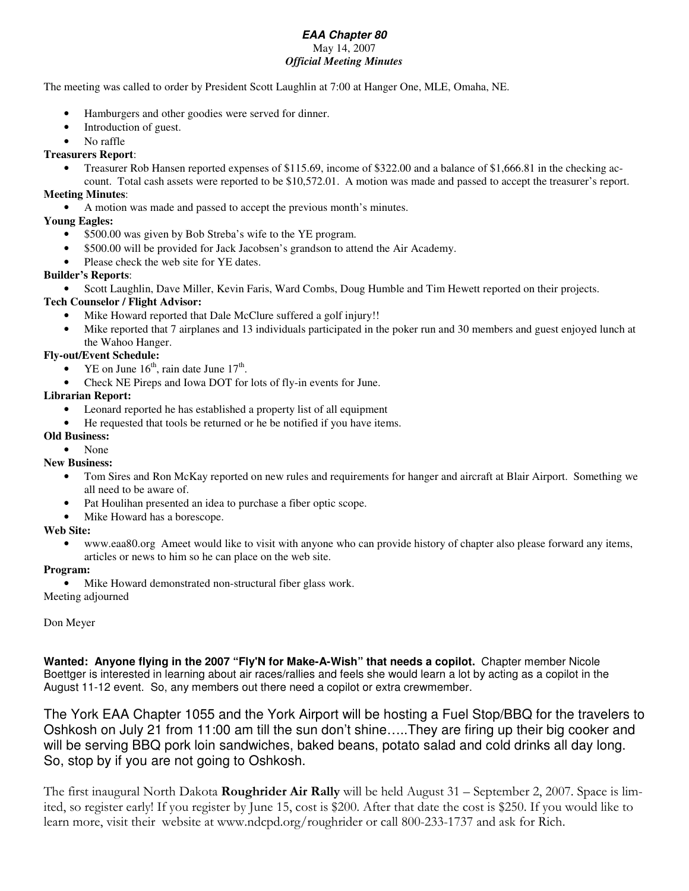***EAA Chapter 80***

May 14, 2007

***Official Meeting Minutes***

The meeting was called to order by President Scott Laughlin at 7:00 at Hanger One, MLE, Omaha, NE.

- Hamburgers and other goodies were served for dinner.
- Introduction of guest.
- No raffle

**Treasurers Report**:

- Treasurer Rob Hansen reported expenses of $115.69, income of $322.00 and a balance of $1,666.81 in the checking account. Total cash assets were reported to be $10,572.01. A motion was made and passed to accept the treasurer's report.

**Meeting Minutes**:

- A motion was made and passed to accept the previous month's minutes.

**Young Eagles:**

- $500.00 was given by Bob Streba's wife to the YE program.
- $500.00 will be provided for Jack Jacobsen's grandson to attend the Air Academy.
- Please check the web site for YE dates.

**Builder's Reports**:

- Scott Laughlin, Dave Miller, Kevin Faris, Ward Combs, Doug Humble and Tim Hewett reported on their projects.

**Tech Counselor / Flight Advisor:**

- Mike Howard reported that Dale McClure suffered a golf injury!!
- Mike reported that 7 airplanes and 13 individuals participated in the poker run and 30 members and guest enjoyed lunch at the Wahoo Hanger.

**Fly-out/Event Schedule:**

- YE on June 16th, rain date June 17th.
- Check NE Pireps and Iowa DOT for lots of fly-in events for June.

**Librarian Report:**

- Leonard reported he has established a property list of all equipment
- He requested that tools be returned or he be notified if you have items.

**Old Business:**

- None

**New Business:**

- Tom Sires and Ron McKay reported on new rules and requirements for hanger and aircraft at Blair Airport. Something we all need to be aware of.
- Pat Houlihan presented an idea to purchase a fiber optic scope.
- Mike Howard has a borescope.

**Web Site:**

- www.eaa80.org Ameet would like to visit with anyone who can provide history of chapter also please forward any items, articles or news to him so he can place on the web site.

**Program:**

- Mike Howard demonstrated non-structural fiber glass work.

Meeting adjourned

Don Meyer

**Wanted: Anyone flying in the 2007 "Fly'N for Make-A-Wish" that needs a copilot.** Chapter member Nicole Boettger is interested in learning about air races/rallies and feels she would learn a lot by acting as a copilot in the August 11-12 event. So, any members out there need a copilot or extra crewmember.

The York EAA Chapter 1055 and the York Airport will be hosting a Fuel Stop/BBQ for the travelers to Oshkosh on July 21 from 11:00 am till the sun don't shine…..They are firing up their big cooker and will be serving BBQ pork loin sandwiches, baked beans, potato salad and cold drinks all day long. So, stop by if you are not going to Oshkosh.

The first inaugural North Dakota **Roughrider Air Rally** will be held August 31 – September 2, 2007. Space is limited, so register early! If you register by June 15, cost is $200. After that date the cost is $250. If you would like to learn more, visit their website at www.ndcpd.org/roughrider or call 800-233-1737 and ask for Rich.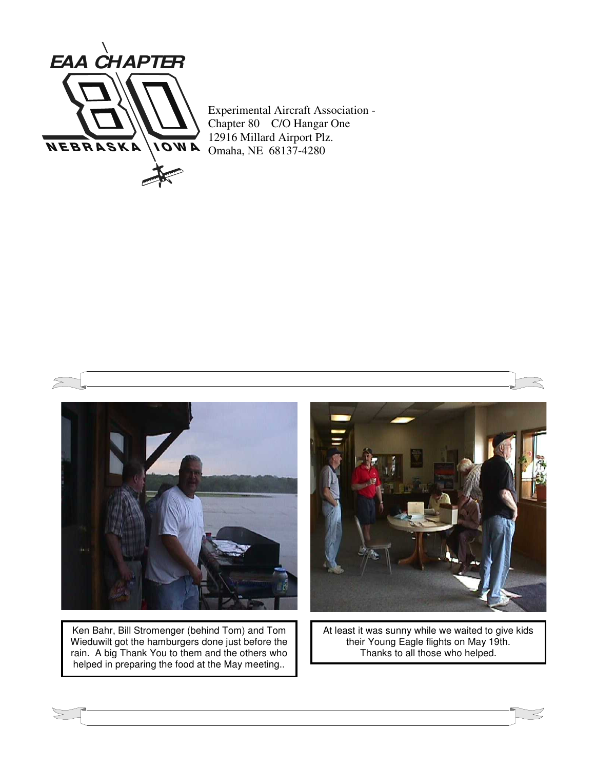EAA CHAPTER 80 NEBRASKA IOWA

Experimental Aircraft Association -
Chapter 80 C/O Hangar One
12916 Millard Airport Plz.
Omaha, NE 68137-4280

Ken Bahr, Bill Stromenger (behind Tom) and Tom Wieduwilt got the hamburgers done just before the rain. A big Thank You to them and the others who helped in preparing the food at the May meeting..

At least it was sunny while we waited to give kids their Young Eagle flights on May 19th.
Thanks to all those who helped.